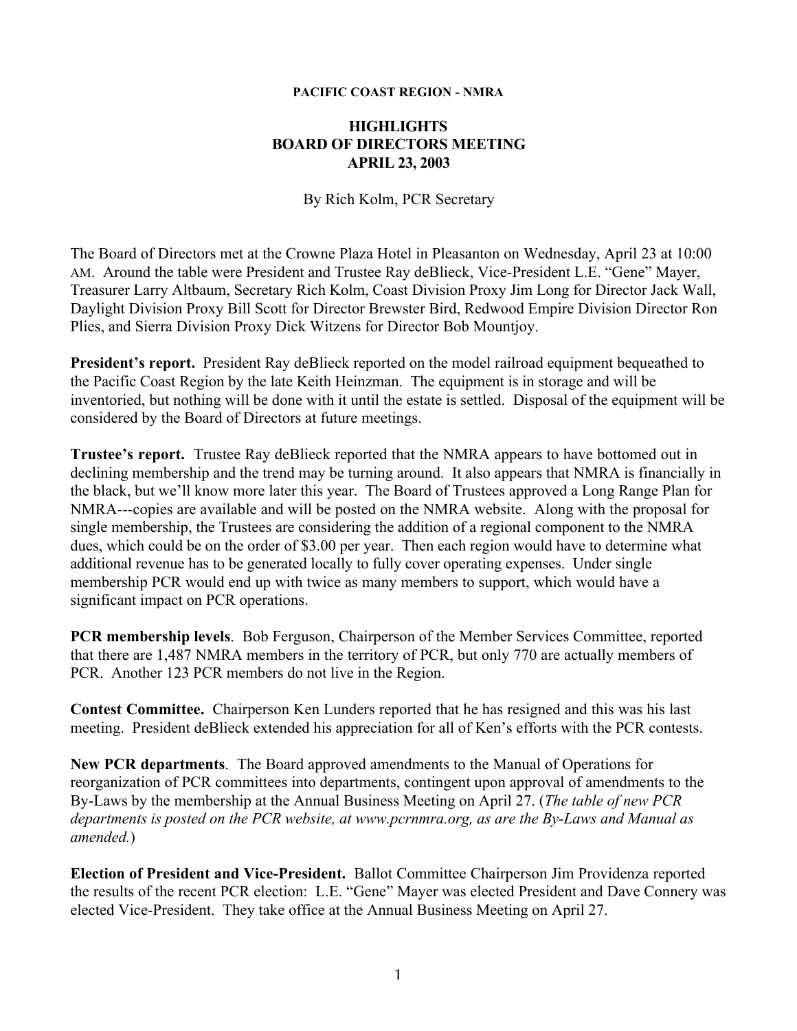**PACIFIC COAST REGION - NMRA**

# HIGHLIGHTS
# BOARD OF DIRECTORS MEETING
# APRIL 23, 2003

By Rich Kolm, PCR Secretary

The Board of Directors met at the Crowne Plaza Hotel in Pleasanton on Wednesday, April 23 at 10:00 AM. Around the table were President and Trustee Ray deBlieck, Vice-President L.E. "Gene" Mayer, Treasurer Larry Altbaum, Secretary Rich Kolm, Coast Division Proxy Jim Long for Director Jack Wall, Daylight Division Proxy Bill Scott for Director Brewster Bird, Redwood Empire Division Director Ron Plies, and Sierra Division Proxy Dick Witzens for Director Bob Mountjoy.

**President's report.** President Ray deBlieck reported on the model railroad equipment bequeathed to the Pacific Coast Region by the late Keith Heinzman. The equipment is in storage and will be inventoried, but nothing will be done with it until the estate is settled. Disposal of the equipment will be considered by the Board of Directors at future meetings.

**Trustee's report.** Trustee Ray deBlieck reported that the NMRA appears to have bottomed out in declining membership and the trend may be turning around. It also appears that NMRA is financially in the black, but we'll know more later this year. The Board of Trustees approved a Long Range Plan for NMRA---copies are available and will be posted on the NMRA website. Along with the proposal for single membership, the Trustees are considering the addition of a regional component to the NMRA dues, which could be on the order of $3.00 per year. Then each region would have to determine what additional revenue has to be generated locally to fully cover operating expenses. Under single membership PCR would end up with twice as many members to support, which would have a significant impact on PCR operations.

**PCR membership levels**. Bob Ferguson, Chairperson of the Member Services Committee, reported that there are 1,487 NMRA members in the territory of PCR, but only 770 are actually members of PCR. Another 123 PCR members do not live in the Region.

**Contest Committee.** Chairperson Ken Lunders reported that he has resigned and this was his last meeting. President deBlieck extended his appreciation for all of Ken's efforts with the PCR contests.

**New PCR departments**. The Board approved amendments to the Manual of Operations for reorganization of PCR committees into departments, contingent upon approval of amendments to the By-Laws by the membership at the Annual Business Meeting on April 27. (*The table of new PCR departments is posted on the PCR website, at www.pcrnmra.org, as are the By-Laws and Manual as amended.*)

**Election of President and Vice-President.** Ballot Committee Chairperson Jim Providenza reported the results of the recent PCR election: L.E. "Gene" Mayer was elected President and Dave Connery was elected Vice-President. They take office at the Annual Business Meeting on April 27.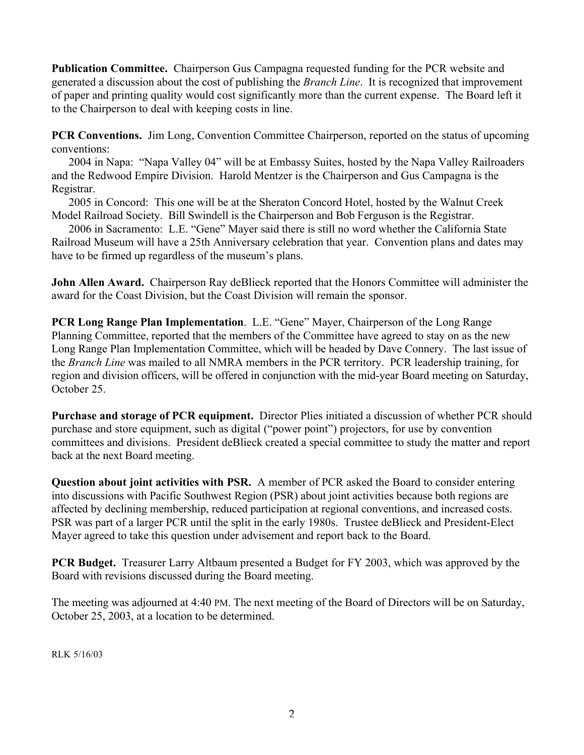**Publication Committee.** Chairperson Gus Campagna requested funding for the PCR website and generated a discussion about the cost of publishing the *Branch Line*. It is recognized that improvement of paper and printing quality would cost significantly more than the current expense. The Board left it to the Chairperson to deal with keeping costs in line.

**PCR Conventions.** Jim Long, Convention Committee Chairperson, reported on the status of upcoming conventions:

2004 in Napa: "Napa Valley 04" will be at Embassy Suites, hosted by the Napa Valley Railroaders and the Redwood Empire Division. Harold Mentzer is the Chairperson and Gus Campagna is the Registrar.

2005 in Concord: This one will be at the Sheraton Concord Hotel, hosted by the Walnut Creek Model Railroad Society. Bill Swindell is the Chairperson and Bob Ferguson is the Registrar.

2006 in Sacramento: L.E. "Gene" Mayer said there is still no word whether the California State Railroad Museum will have a 25th Anniversary celebration that year. Convention plans and dates may have to be firmed up regardless of the museum's plans.

**John Allen Award.** Chairperson Ray deBlieck reported that the Honors Committee will administer the award for the Coast Division, but the Coast Division will remain the sponsor.

**PCR Long Range Plan Implementation**. L.E. "Gene" Mayer, Chairperson of the Long Range Planning Committee, reported that the members of the Committee have agreed to stay on as the new Long Range Plan Implementation Committee, which will be headed by Dave Connery. The last issue of the *Branch Line* was mailed to all NMRA members in the PCR territory. PCR leadership training, for region and division officers, will be offered in conjunction with the mid-year Board meeting on Saturday, October 25.

**Purchase and storage of PCR equipment.** Director Plies initiated a discussion of whether PCR should purchase and store equipment, such as digital ("power point") projectors, for use by convention committees and divisions. President deBlieck created a special committee to study the matter and report back at the next Board meeting.

**Question about joint activities with PSR.** A member of PCR asked the Board to consider entering into discussions with Pacific Southwest Region (PSR) about joint activities because both regions are affected by declining membership, reduced participation at regional conventions, and increased costs. PSR was part of a larger PCR until the split in the early 1980s. Trustee deBlieck and President-Elect Mayer agreed to take this question under advisement and report back to the Board.

**PCR Budget.** Treasurer Larry Altbaum presented a Budget for FY 2003, which was approved by the Board with revisions discussed during the Board meeting.

The meeting was adjourned at 4:40 PM. The next meeting of the Board of Directors will be on Saturday, October 25, 2003, at a location to be determined.

RLK 5/16/03